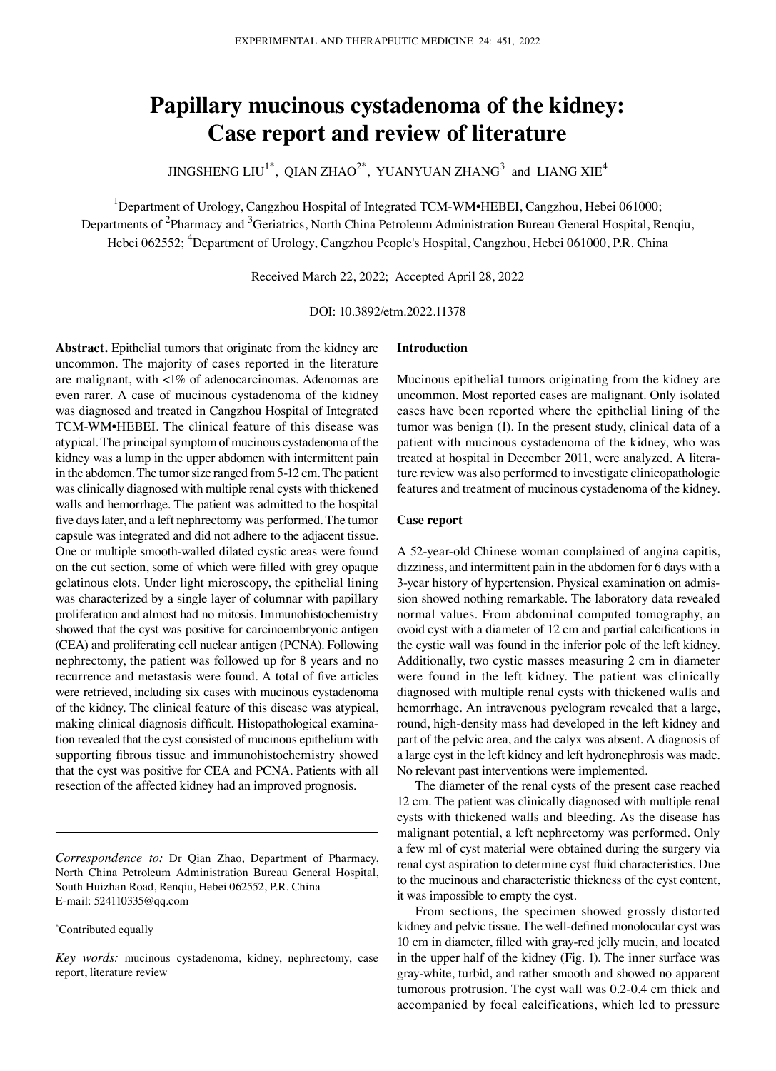# Papillary mucinous cystadenoma of the kidney: Case report and review of literature

JINGSHENG LIU[1*], QIAN ZHAO[2*], YUANYUAN ZHANG[3] and LIANG XIE[4]

[1]Department of Urology, Cangzhou Hospital of Integrated TCM-WM•HEBEI, Cangzhou, Hebei 061000; Departments of [2]Pharmacy and [3]Geriatrics, North China Petroleum Administration Bureau General Hospital, Renqiu, Hebei 062552; [4]Department of Urology, Cangzhou People's Hospital, Cangzhou, Hebei 061000, P.R. China

Received March 22, 2022; Accepted April 28, 2022

DOI: 10.3892/etm.2022.11378

**Abstract.** Epithelial tumors that originate from the kidney are uncommon. The majority of cases reported in the literature are malignant, with <1% of adenocarcinomas. Adenomas are even rarer. A case of mucinous cystadenoma of the kidney was diagnosed and treated in Cangzhou Hospital of Integrated TCM-WM•HEBEI. The clinical feature of this disease was atypical. The principal symptom of mucinous cystadenoma of the kidney was a lump in the upper abdomen with intermittent pain in the abdomen. The tumor size ranged from 5-12 cm. The patient was clinically diagnosed with multiple renal cysts with thickened walls and hemorrhage. The patient was admitted to the hospital five days later, and a left nephrectomy was performed. The tumor capsule was integrated and did not adhere to the adjacent tissue. One or multiple smooth-walled dilated cystic areas were found on the cut section, some of which were filled with grey opaque gelatinous clots. Under light microscopy, the epithelial lining was characterized by a single layer of columnar with papillary proliferation and almost had no mitosis. Immunohistochemistry showed that the cyst was positive for carcinoembryonic antigen (CEA) and proliferating cell nuclear antigen (PCNA). Following nephrectomy, the patient was followed up for 8 years and no recurrence and metastasis were found. A total of five articles were retrieved, including six cases with mucinous cystadenoma of the kidney. The clinical feature of this disease was atypical, making clinical diagnosis difficult. Histopathological examination revealed that the cyst consisted of mucinous epithelium with supporting fibrous tissue and immunohistochemistry showed that the cyst was positive for CEA and PCNA. Patients with all resection of the affected kidney had an improved prognosis.

*Correspondence to:* Dr Qian Zhao, Department of Pharmacy, North China Petroleum Administration Bureau General Hospital, South Huizhan Road, Renqiu, Hebei 062552, P.R. China
E-mail: 524110335@qq.com

*Contributed equally

*Key words:* mucinous cystadenoma, kidney, nephrectomy, case report, literature review

## Introduction

Mucinous epithelial tumors originating from the kidney are uncommon. Most reported cases are malignant. Only isolated cases have been reported where the epithelial lining of the tumor was benign (1). In the present study, clinical data of a patient with mucinous cystadenoma of the kidney, who was treated at hospital in December 2011, were analyzed. A literature review was also performed to investigate clinicopathologic features and treatment of mucinous cystadenoma of the kidney.

## Case report

A 52-year-old Chinese woman complained of angina capitis, dizziness, and intermittent pain in the abdomen for 6 days with a 3-year history of hypertension. Physical examination on admission showed nothing remarkable. The laboratory data revealed normal values. From abdominal computed tomography, an ovoid cyst with a diameter of 12 cm and partial calcifications in the cystic wall was found in the inferior pole of the left kidney. Additionally, two cystic masses measuring 2 cm in diameter were found in the left kidney. The patient was clinically diagnosed with multiple renal cysts with thickened walls and hemorrhage. An intravenous pyelogram revealed that a large, round, high-density mass had developed in the left kidney and part of the pelvic area, and the calyx was absent. A diagnosis of a large cyst in the left kidney and left hydronephrosis was made. No relevant past interventions were implemented.

The diameter of the renal cysts of the present case reached 12 cm. The patient was clinically diagnosed with multiple renal cysts with thickened walls and bleeding. As the disease has malignant potential, a left nephrectomy was performed. Only a few ml of cyst material were obtained during the surgery via renal cyst aspiration to determine cyst fluid characteristics. Due to the mucinous and characteristic thickness of the cyst content, it was impossible to empty the cyst.

From sections, the specimen showed grossly distorted kidney and pelvic tissue. The well-defined monolocular cyst was 10 cm in diameter, filled with gray-red jelly mucin, and located in the upper half of the kidney (Fig. 1). The inner surface was gray-white, turbid, and rather smooth and showed no apparent tumorous protrusion. The cyst wall was 0.2-0.4 cm thick and accompanied by focal calcifications, which led to pressure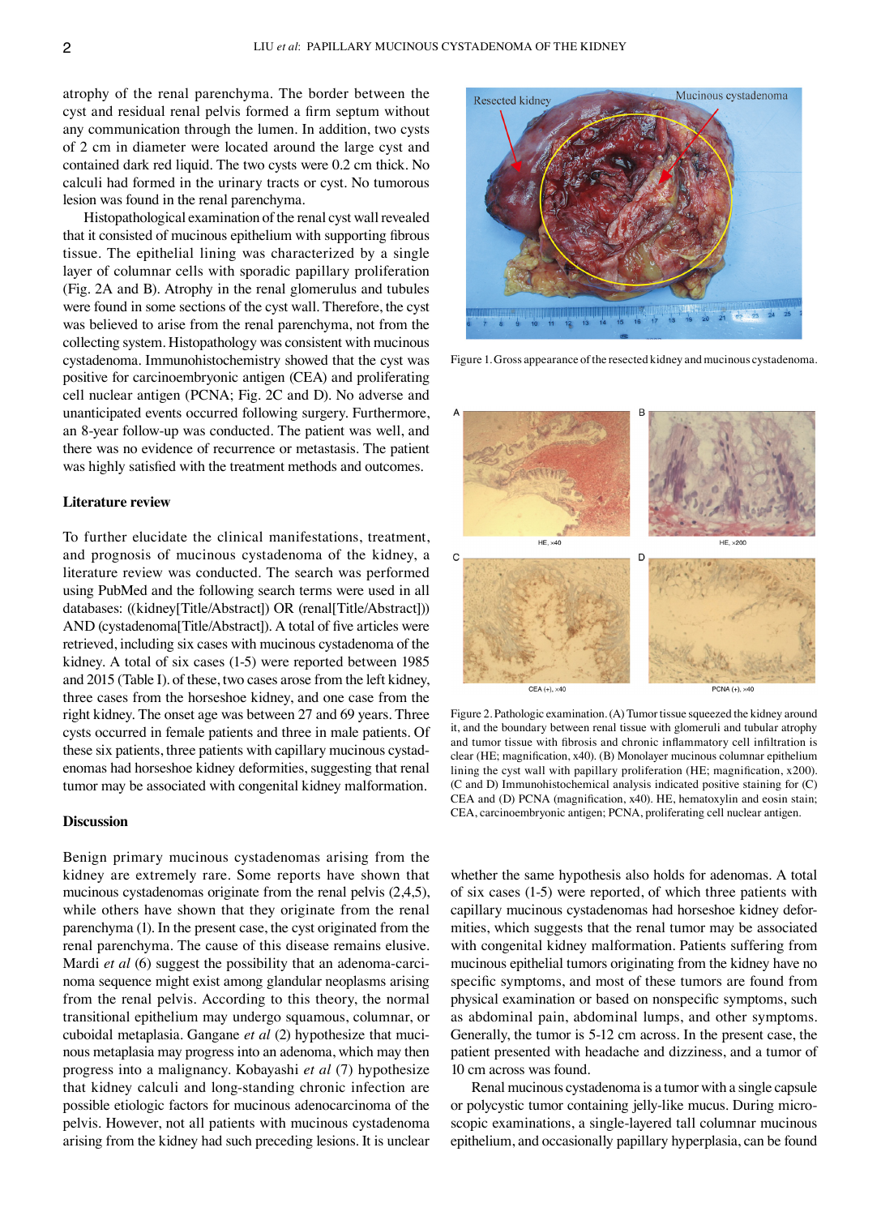atrophy of the renal parenchyma. The border between the cyst and residual renal pelvis formed a firm septum without any communication through the lumen. In addition, two cysts of 2 cm in diameter were located around the large cyst and contained dark red liquid. The two cysts were 0.2 cm thick. No calculi had formed in the urinary tracts or cyst. No tumorous lesion was found in the renal parenchyma.

Histopathological examination of the renal cyst wall revealed that it consisted of mucinous epithelium with supporting fibrous tissue. The epithelial lining was characterized by a single layer of columnar cells with sporadic papillary proliferation (Fig. 2A and B). Atrophy in the renal glomerulus and tubules were found in some sections of the cyst wall. Therefore, the cyst was believed to arise from the renal parenchyma, not from the collecting system. Histopathology was consistent with mucinous cystadenoma. Immunohistochemistry showed that the cyst was positive for carcinoembryonic antigen (CEA) and proliferating cell nuclear antigen (PCNA; Fig. 2C and D). No adverse and unanticipated events occurred following surgery. Furthermore, an 8-year follow-up was conducted. The patient was well, and there was no evidence of recurrence or metastasis. The patient was highly satisfied with the treatment methods and outcomes.

## Literature review

To further elucidate the clinical manifestations, treatment, and prognosis of mucinous cystadenoma of the kidney, a literature review was conducted. The search was performed using PubMed and the following search terms were used in all databases: ((kidney[Title/Abstract]) OR (renal[Title/Abstract])) AND (cystadenoma[Title/Abstract]). A total of five articles were retrieved, including six cases with mucinous cystadenoma of the kidney. A total of six cases (1-5) were reported between 1985 and 2015 (Table I). of these, two cases arose from the left kidney, three cases from the horseshoe kidney, and one case from the right kidney. The onset age was between 27 and 69 years. Three cysts occurred in female patients and three in male patients. Of these six patients, three patients with capillary mucinous cystadenomas had horseshoe kidney deformities, suggesting that renal tumor may be associated with congenital kidney malformation.

## Discussion

Benign primary mucinous cystadenomas arising from the kidney are extremely rare. Some reports have shown that mucinous cystadenomas originate from the renal pelvis (2,4,5), while others have shown that they originate from the renal parenchyma (1). In the present case, the cyst originated from the renal parenchyma. The cause of this disease remains elusive. Mardi *et al* (6) suggest the possibility that an adenoma-carcinoma sequence might exist among glandular neoplasms arising from the renal pelvis. According to this theory, the normal transitional epithelium may undergo squamous, columnar, or cuboidal metaplasia. Gangane *et al* (2) hypothesize that mucinous metaplasia may progress into an adenoma, which may then progress into a malignancy. Kobayashi *et al* (7) hypothesize that kidney calculi and long-standing chronic infection are possible etiologic factors for mucinous adenocarcinoma of the pelvis. However, not all patients with mucinous cystadenoma arising from the kidney had such preceding lesions. It is unclear

Resected kidney

Mucinous cystadenoma

Figure 1. Gross appearance of the resected kidney and mucinous cystadenoma.

A

HE, x40

B

HE, x200

C

CEA (+), x40

D

PCNA (+), x40

Figure 2. Pathologic examination. (A) Tumor tissue squeezed the kidney around it, and the boundary between renal tissue with glomeruli and tubular atrophy and tumor tissue with fibrosis and chronic inflammatory cell infiltration is clear (HE; magnification, x40). (B) Monolayer mucinous columnar epithelium lining the cyst wall with papillary proliferation (HE; magnification, x200). (C and D) Immunohistochemical analysis indicated positive staining for (C) CEA and (D) PCNA (magnification, x40). HE, hematoxylin and eosin stain; CEA, carcinoembryonic antigen; PCNA, proliferating cell nuclear antigen.

whether the same hypothesis also holds for adenomas. A total of six cases (1-5) were reported, of which three patients with capillary mucinous cystadenomas had horseshoe kidney deformities, which suggests that the renal tumor may be associated with congenital kidney malformation. Patients suffering from mucinous epithelial tumors originating from the kidney have no specific symptoms, and most of these tumors are found from physical examination or based on nonspecific symptoms, such as abdominal pain, abdominal lumps, and other symptoms. Generally, the tumor is 5-12 cm across. In the present case, the patient presented with headache and dizziness, and a tumor of 10 cm across was found.

Renal mucinous cystadenoma is a tumor with a single capsule or polycystic tumor containing jelly-like mucus. During microscopic examinations, a single-layered tall columnar mucinous epithelium, and occasionally papillary hyperplasia, can be found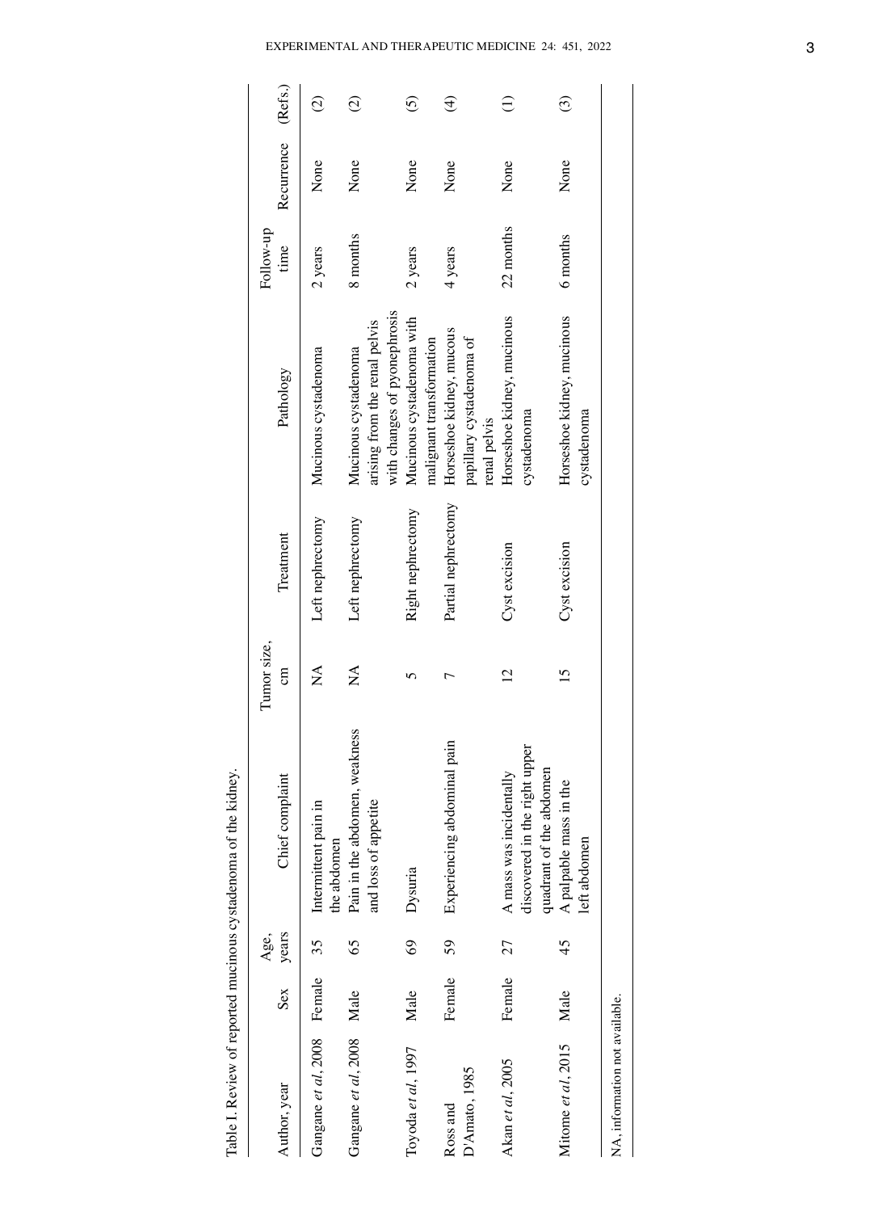Table I. Review of reported mucinous cystadenoma of the kidney.

| Author, year | Sex | Age, years | Chief complaint | Tumor size, cm | Treatment | Pathology | Follow-up time | Recurrence | (Refs.) |
|---|---|---|---|---|---|---|---|---|---|
| Gangane *et al*, 2008 | Female | 35 | Intermittent pain in the abdomen | NA | Left nephrectomy | Mucinous cystadenoma | 2 years | None | (2) |
| Gangane *et al*, 2008 | Male | 65 | Pain in the abdomen, weakness and loss of appetite | NA | Left nephrectomy | Mucinous cystadenoma arising from the renal pelvis with changes of pyonephrosis | 8 months | None | (2) |
| Toyoda *et al*, 1997 | Male | 69 | Dysuria | 5 | Right nephrectomy | Mucinous cystadenoma with malignant transformation | 2 years | None | (5) |
| Ross and D'Amato, 1985 | Female | 59 | Experiencing abdominal pain | 7 | Partial nephrectomy | Horseshoe kidney, mucous papillary cystadenoma of renal pelvis | 4 years | None | (4) |
| Akan *et al*, 2005 | Female | 27 | A mass was incidentally discovered in the right upper quadrant of the abdomen | 12 | Cyst excision | Horseshoe kidney, mucinous cystadenoma | 22 months | None | (1) |
| Mitome *et al*, 2015 | Male | 45 | A palpable mass in the left abdomen | 15 | Cyst excision | Horseshoe kidney, mucinous cystadenoma | 6 months | None | (3) |

NA, information not available.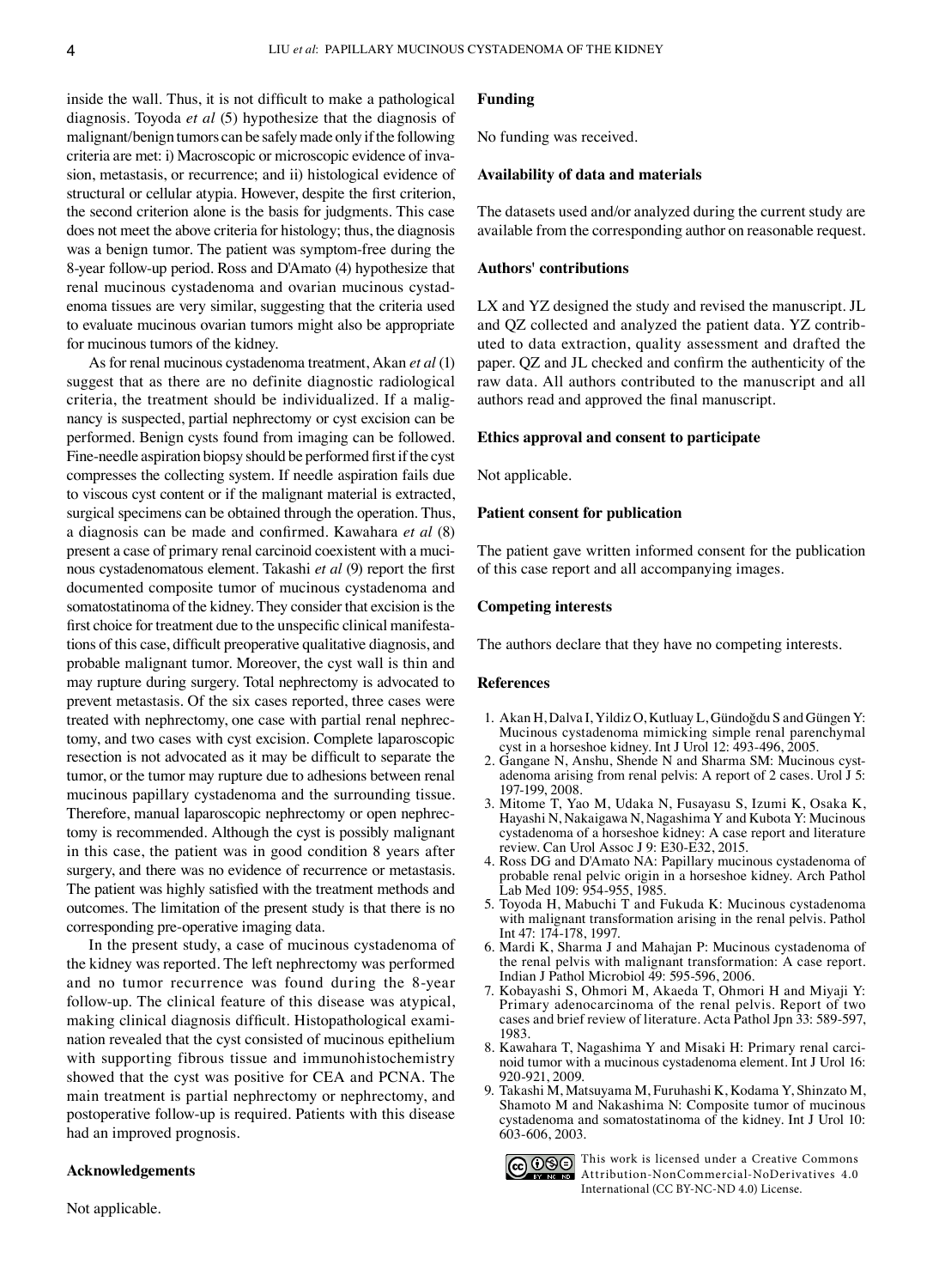inside the wall. Thus, it is not difficult to make a pathological diagnosis. Toyoda *et al* (5) hypothesize that the diagnosis of malignant/benign tumors can be safely made only if the following criteria are met: i) Macroscopic or microscopic evidence of invasion, metastasis, or recurrence; and ii) histological evidence of structural or cellular atypia. However, despite the first criterion, the second criterion alone is the basis for judgments. This case does not meet the above criteria for histology; thus, the diagnosis was a benign tumor. The patient was symptom-free during the 8-year follow-up period. Ross and D'Amato (4) hypothesize that renal mucinous cystadenoma and ovarian mucinous cystadenoma tissues are very similar, suggesting that the criteria used to evaluate mucinous ovarian tumors might also be appropriate for mucinous tumors of the kidney.

As for renal mucinous cystadenoma treatment, Akan *et al* (1) suggest that as there are no definite diagnostic radiological criteria, the treatment should be individualized. If a malignancy is suspected, partial nephrectomy or cyst excision can be performed. Benign cysts found from imaging can be followed. Fine-needle aspiration biopsy should be performed first if the cyst compresses the collecting system. If needle aspiration fails due to viscous cyst content or if the malignant material is extracted, surgical specimens can be obtained through the operation. Thus, a diagnosis can be made and confirmed. Kawahara *et al* (8) present a case of primary renal carcinoid coexistent with a mucinous cystadenomatous element. Takashi *et al* (9) report the first documented composite tumor of mucinous cystadenoma and somatostatinoma of the kidney. They consider that excision is the first choice for treatment due to the unspecific clinical manifestations of this case, difficult preoperative qualitative diagnosis, and probable malignant tumor. Moreover, the cyst wall is thin and may rupture during surgery. Total nephrectomy is advocated to prevent metastasis. Of the six cases reported, three cases were treated with nephrectomy, one case with partial renal nephrectomy, and two cases with cyst excision. Complete laparoscopic resection is not advocated as it may be difficult to separate the tumor, or the tumor may rupture due to adhesions between renal mucinous papillary cystadenoma and the surrounding tissue. Therefore, manual laparoscopic nephrectomy or open nephrectomy is recommended. Although the cyst is possibly malignant in this case, the patient was in good condition 8 years after surgery, and there was no evidence of recurrence or metastasis. The patient was highly satisfied with the treatment methods and outcomes. The limitation of the present study is that there is no corresponding pre-operative imaging data.

In the present study, a case of mucinous cystadenoma of the kidney was reported. The left nephrectomy was performed and no tumor recurrence was found during the 8-year follow-up. The clinical feature of this disease was atypical, making clinical diagnosis difficult. Histopathological examination revealed that the cyst consisted of mucinous epithelium with supporting fibrous tissue and immunohistochemistry showed that the cyst was positive for CEA and PCNA. The main treatment is partial nephrectomy or nephrectomy, and postoperative follow-up is required. Patients with this disease had an improved prognosis.

## Acknowledgements

Not applicable.

## Funding

No funding was received.

## Availability of data and materials

The datasets used and/or analyzed during the current study are available from the corresponding author on reasonable request.

## Authors' contributions

LX and YZ designed the study and revised the manuscript. JL and QZ collected and analyzed the patient data. YZ contributed to data extraction, quality assessment and drafted the paper. QZ and JL checked and confirm the authenticity of the raw data. All authors contributed to the manuscript and all authors read and approved the final manuscript.

## Ethics approval and consent to participate

Not applicable.

## Patient consent for publication

The patient gave written informed consent for the publication of this case report and all accompanying images.

## Competing interests

The authors declare that they have no competing interests.

## References

1. Akan H, Dalva I, Yildiz O, Kutluay L, Gündoğdu S and Güngen Y: Mucinous cystadenoma mimicking simple renal parenchymal cyst in a horseshoe kidney. Int J Urol 12: 493-496, 2005.
2. Gangane N, Anshu, Shende N and Sharma SM: Mucinous cystadenoma arising from renal pelvis: A report of 2 cases. Urol J 5: 197-199, 2008.
3. Mitome T, Yao M, Udaka N, Fusayasu S, Izumi K, Osaka K, Hayashi N, Nakaigawa N, Nagashima Y and Kubota Y: Mucinous cystadenoma of a horseshoe kidney: A case report and literature review. Can Urol Assoc J 9: E30-E32, 2015.
4. Ross DG and D'Amato NA: Papillary mucinous cystadenoma of probable renal pelvic origin in a horseshoe kidney. Arch Pathol Lab Med 109: 954-955, 1985.
5. Toyoda H, Mabuchi T and Fukuda K: Mucinous cystadenoma with malignant transformation arising in the renal pelvis. Pathol Int 47: 174-178, 1997.
6. Mardi K, Sharma J and Mahajan P: Mucinous cystadenoma of the renal pelvis with malignant transformation: A case report. Indian J Pathol Microbiol 49: 595-596, 2006.
7. Kobayashi S, Ohmori M, Akaeda T, Ohmori H and Miyaji Y: Primary adenocarcinoma of the renal pelvis. Report of two cases and brief review of literature. Acta Pathol Jpn 33: 589-597, 1983.
8. Kawahara T, Nagashima Y and Misaki H: Primary renal carcinoid tumor with a mucinous cystadenoma element. Int J Urol 16: 920-921, 2009.
9. Takashi M, Matsuyama M, Furuhashi K, Kodama Y, Shinzato M, Shamoto M and Nakashima N: Composite tumor of mucinous cystadenoma and somatostatinoma of the kidney. Int J Urol 10: 603-606, 2003.

This work is licensed under a Creative Commons Attribution-NonCommercial-NoDerivatives 4.0 International (CC BY-NC-ND 4.0) License.